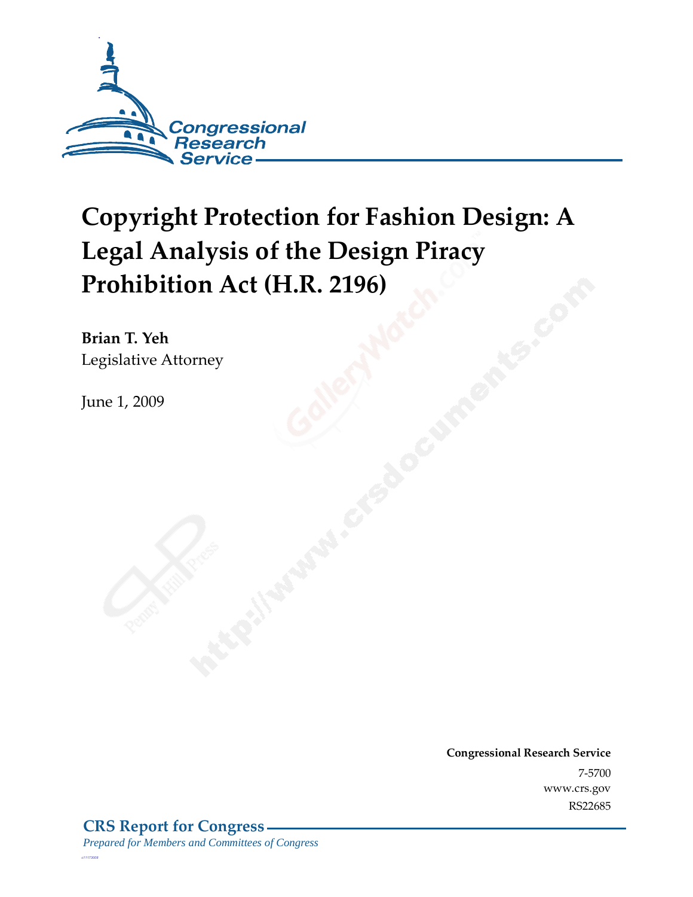Congressional Research Service

# Copyright Protection for Fashion Design: A Legal Analysis of the Design Piracy Prohibition Act (H.R. 2196)

**Brian T. Yeh**
Legislative Attorney

June 1, 2009

**Congressional Research Service**
7-5700
www.crs.gov
RS22685

**CRS Report for Congress**
*Prepared for Members and Committees of Congress*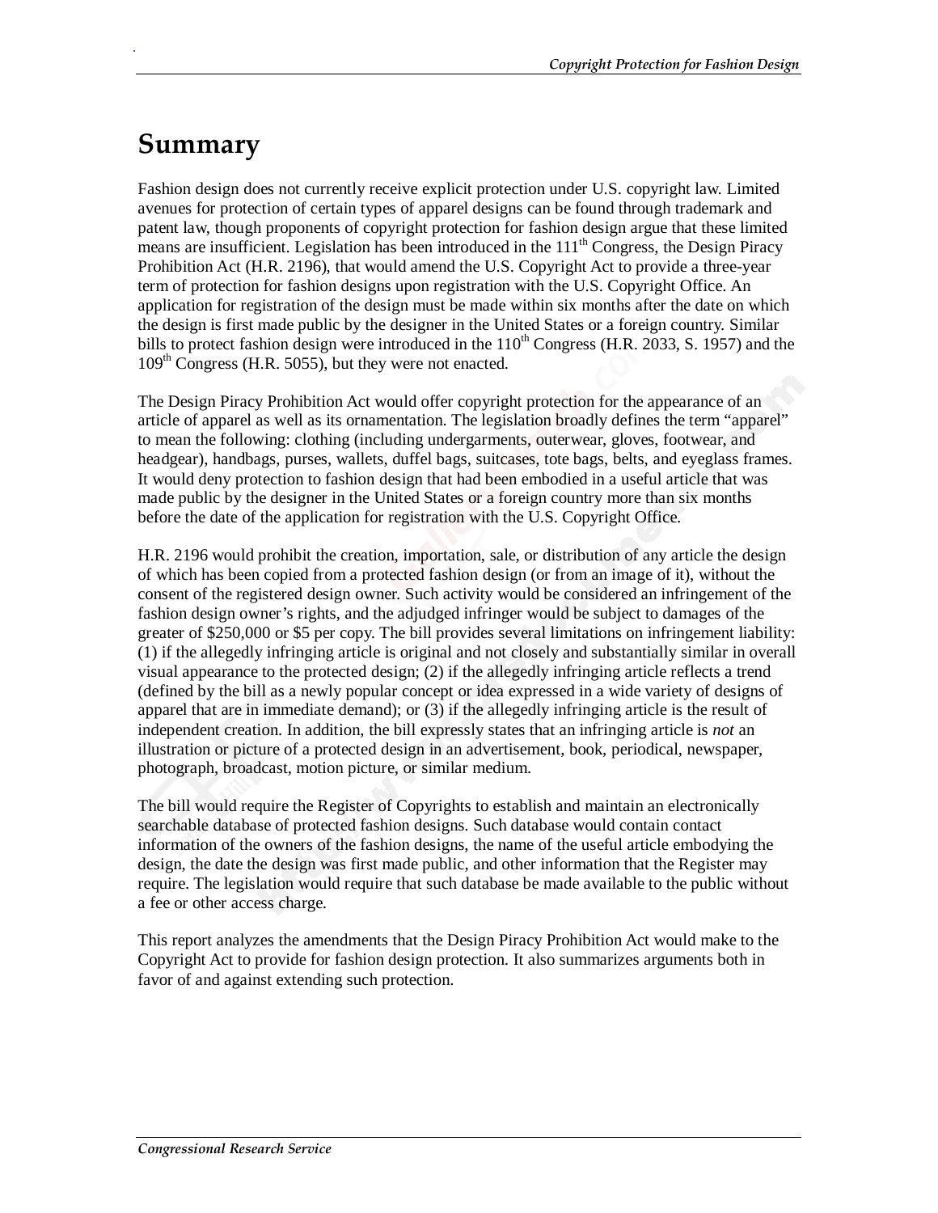# Summary

Fashion design does not currently receive explicit protection under U.S. copyright law. Limited avenues for protection of certain types of apparel designs can be found through trademark and patent law, though proponents of copyright protection for fashion design argue that these limited means are insufficient. Legislation has been introduced in the 111th Congress, the Design Piracy Prohibition Act (H.R. 2196), that would amend the U.S. Copyright Act to provide a three-year term of protection for fashion designs upon registration with the U.S. Copyright Office. An application for registration of the design must be made within six months after the date on which the design is first made public by the designer in the United States or a foreign country. Similar bills to protect fashion design were introduced in the 110th Congress (H.R. 2033, S. 1957) and the 109th Congress (H.R. 5055), but they were not enacted.

The Design Piracy Prohibition Act would offer copyright protection for the appearance of an article of apparel as well as its ornamentation. The legislation broadly defines the term "apparel" to mean the following: clothing (including undergarments, outerwear, gloves, footwear, and headgear), handbags, purses, wallets, duffel bags, suitcases, tote bags, belts, and eyeglass frames. It would deny protection to fashion design that had been embodied in a useful article that was made public by the designer in the United States or a foreign country more than six months before the date of the application for registration with the U.S. Copyright Office.

H.R. 2196 would prohibit the creation, importation, sale, or distribution of any article the design of which has been copied from a protected fashion design (or from an image of it), without the consent of the registered design owner. Such activity would be considered an infringement of the fashion design owner's rights, and the adjudged infringer would be subject to damages of the greater of $250,000 or $5 per copy. The bill provides several limitations on infringement liability: (1) if the allegedly infringing article is original and not closely and substantially similar in overall visual appearance to the protected design; (2) if the allegedly infringing article reflects a trend (defined by the bill as a newly popular concept or idea expressed in a wide variety of designs of apparel that are in immediate demand); or (3) if the allegedly infringing article is the result of independent creation. In addition, the bill expressly states that an infringing article is *not* an illustration or picture of a protected design in an advertisement, book, periodical, newspaper, photograph, broadcast, motion picture, or similar medium.

The bill would require the Register of Copyrights to establish and maintain an electronically searchable database of protected fashion designs. Such database would contain contact information of the owners of the fashion designs, the name of the useful article embodying the design, the date the design was first made public, and other information that the Register may require. The legislation would require that such database be made available to the public without a fee or other access charge.

This report analyzes the amendments that the Design Piracy Prohibition Act would make to the Copyright Act to provide for fashion design protection. It also summarizes arguments both in favor of and against extending such protection.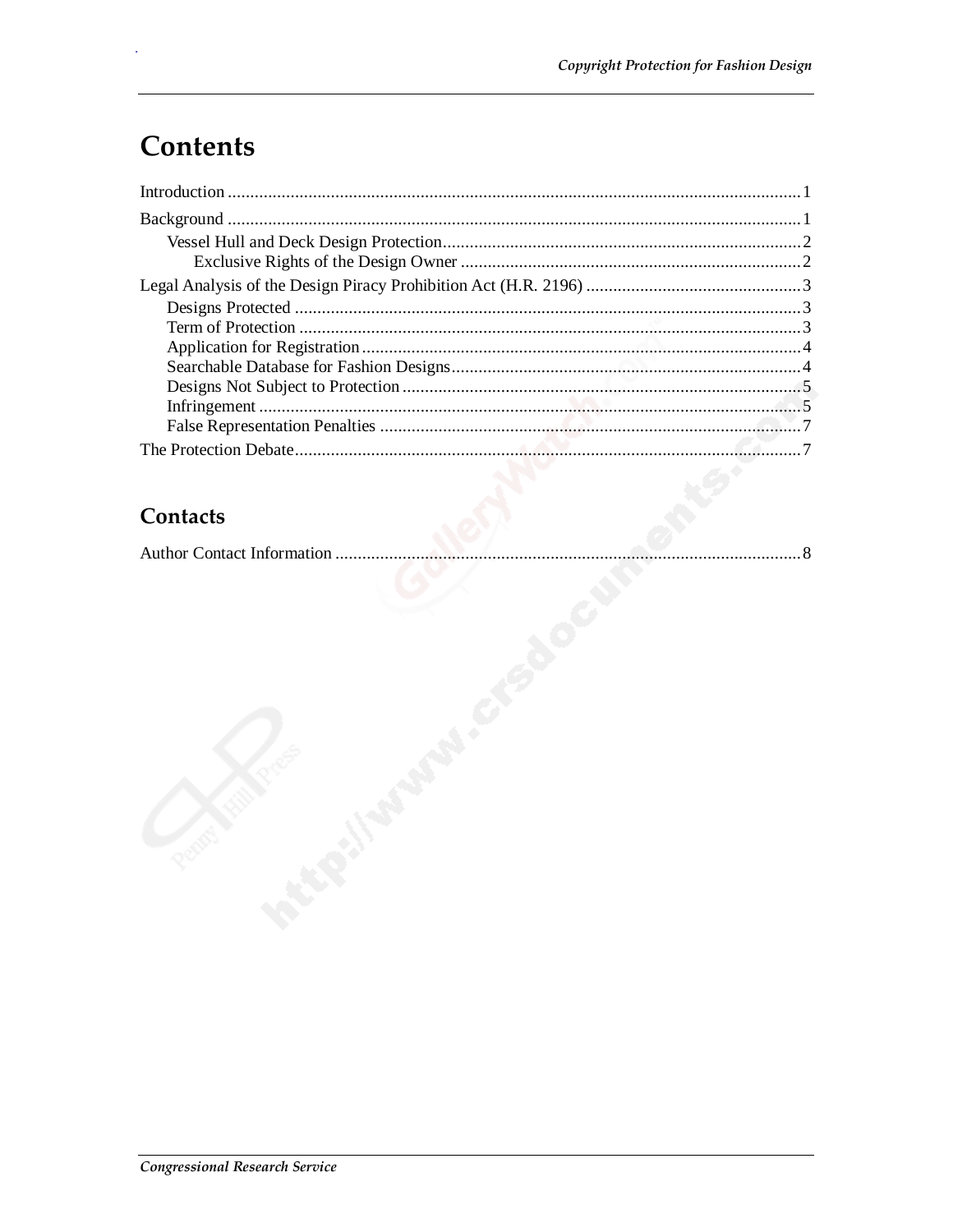# Contents

Introduction ........................................................................................................................ 1

Background ........................................................................................................................ 1

- Vessel Hull and Deck Design Protection ........................................................................ 2
  - Exclusive Rights of the Design Owner ..................................................................... 2

Legal Analysis of the Design Piracy Prohibition Act (H.R. 2196) ......................................... 3

- Designs Protected .......................................................................................................... 3
- Term of Protection ......................................................................................................... 3
- Application for Registration ........................................................................................... 4
- Searchable Database for Fashion Designs ...................................................................... 4
- Designs Not Subject to Protection .................................................................................. 5
- Infringement .................................................................................................................. 5
- False Representation Penalties ....................................................................................... 7

The Protection Debate .......................................................................................................... 7

## Contacts

Author Contact Information ................................................................................................. 8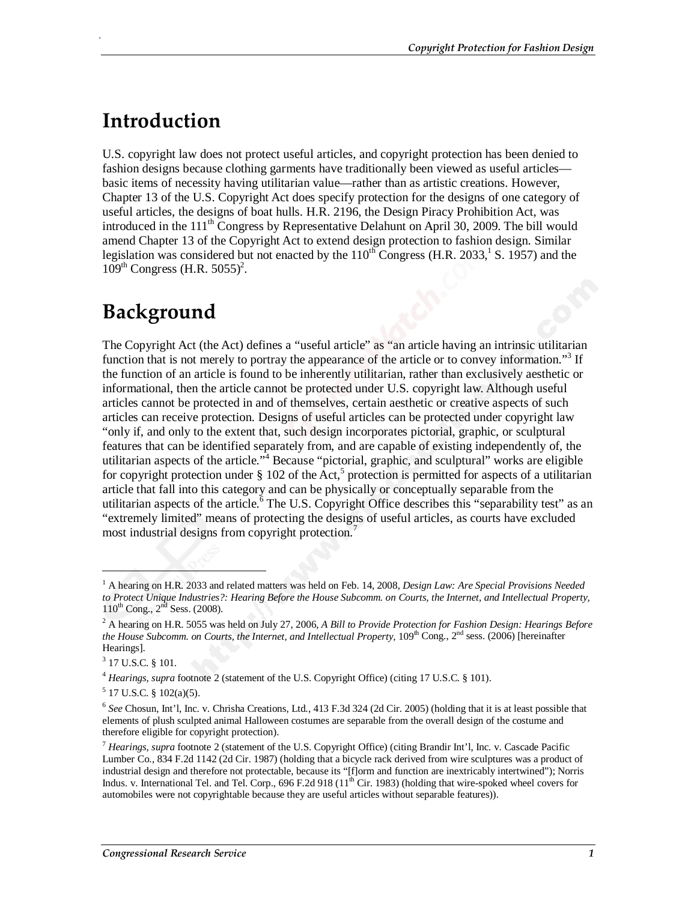# Introduction

U.S. copyright law does not protect useful articles, and copyright protection has been denied to fashion designs because clothing garments have traditionally been viewed as useful articles—basic items of necessity having utilitarian value—rather than as artistic creations. However, Chapter 13 of the U.S. Copyright Act does specify protection for the designs of one category of useful articles, the designs of boat hulls. H.R. 2196, the Design Piracy Prohibition Act, was introduced in the 111th Congress by Representative Delahunt on April 30, 2009. The bill would amend Chapter 13 of the Copyright Act to extend design protection to fashion design. Similar legislation was considered but not enacted by the 110th Congress (H.R. 2033,[1] S. 1957) and the 109th Congress (H.R. 5055)[2].

# Background

The Copyright Act (the Act) defines a "useful article" as "an article having an intrinsic utilitarian function that is not merely to portray the appearance of the article or to convey information."[3] If the function of an article is found to be inherently utilitarian, rather than exclusively aesthetic or informational, then the article cannot be protected under U.S. copyright law. Although useful articles cannot be protected in and of themselves, certain aesthetic or creative aspects of such articles can receive protection. Designs of useful articles can be protected under copyright law "only if, and only to the extent that, such design incorporates pictorial, graphic, or sculptural features that can be identified separately from, and are capable of existing independently of, the utilitarian aspects of the article."[4] Because "pictorial, graphic, and sculptural" works are eligible for copyright protection under § 102 of the Act,[5] protection is permitted for aspects of a utilitarian article that fall into this category and can be physically or conceptually separable from the utilitarian aspects of the article.[6] The U.S. Copyright Office describes this "separability test" as an "extremely limited" means of protecting the designs of useful articles, as courts have excluded most industrial designs from copyright protection.[7]

---

[1] A hearing on H.R. 2033 and related matters was held on Feb. 14, 2008, *Design Law: Are Special Provisions Needed to Protect Unique Industries?: Hearing Before the House Subcomm. on Courts, the Internet, and Intellectual Property,* 110th Cong., 2nd Sess. (2008).

[2] A hearing on H.R. 5055 was held on July 27, 2006, *A Bill to Provide Protection for Fashion Design: Hearings Before the House Subcomm. on Courts, the Internet, and Intellectual Property*, 109th Cong., 2nd sess. (2006) [hereinafter Hearings].

[3] 17 U.S.C. § 101.

[4] *Hearings, supra* footnote 2 (statement of the U.S. Copyright Office) (citing 17 U.S.C. § 101).

[5] 17 U.S.C. § 102(a)(5).

[6] *See* Chosun, Int'l, Inc. v. Chrisha Creations, Ltd., 413 F.3d 324 (2d Cir. 2005) (holding that it is at least possible that elements of plush sculpted animal Halloween costumes are separable from the overall design of the costume and therefore eligible for copyright protection).

[7] *Hearings, supra* footnote 2 (statement of the U.S. Copyright Office) (citing Brandir Int'l, Inc. v. Cascade Pacific Lumber Co., 834 F.2d 1142 (2d Cir. 1987) (holding that a bicycle rack derived from wire sculptures was a product of industrial design and therefore not protectable, because its "[f]orm and function are inextricably intertwined"); Norris Indus. v. International Tel. and Tel. Corp., 696 F.2d 918 (11th Cir. 1983) (holding that wire-spoked wheel covers for automobiles were not copyrightable because they are useful articles without separable features)).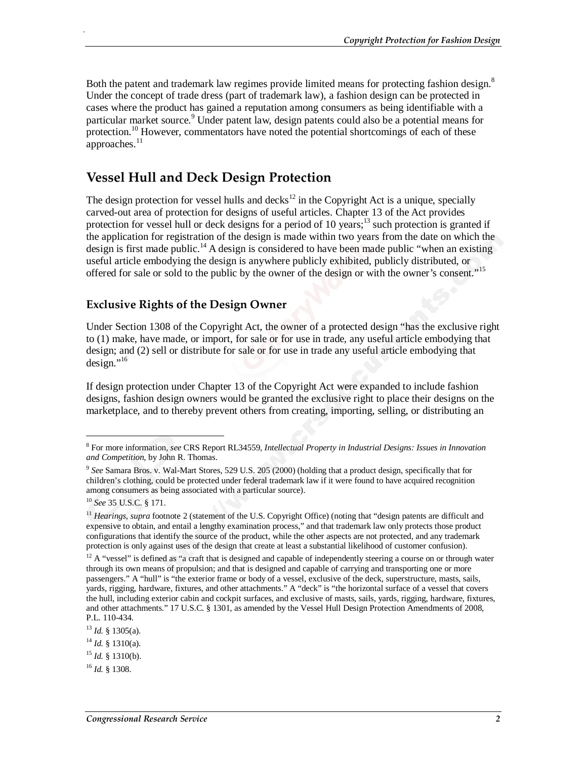Both the patent and trademark law regimes provide limited means for protecting fashion design.[8] Under the concept of trade dress (part of trademark law), a fashion design can be protected in cases where the product has gained a reputation among consumers as being identifiable with a particular market source.[9] Under patent law, design patents could also be a potential means for protection.[10] However, commentators have noted the potential shortcomings of each of these approaches.[11]

## Vessel Hull and Deck Design Protection

The design protection for vessel hulls and decks[12] in the Copyright Act is a unique, specially carved-out area of protection for designs of useful articles. Chapter 13 of the Act provides protection for vessel hull or deck designs for a period of 10 years;[13] such protection is granted if the application for registration of the design is made within two years from the date on which the design is first made public.[14] A design is considered to have been made public "when an existing useful article embodying the design is anywhere publicly exhibited, publicly distributed, or offered for sale or sold to the public by the owner of the design or with the owner's consent."[15]

### Exclusive Rights of the Design Owner

Under Section 1308 of the Copyright Act, the owner of a protected design "has the exclusive right to (1) make, have made, or import, for sale or for use in trade, any useful article embodying that design; and (2) sell or distribute for sale or for use in trade any useful article embodying that design."[16]

If design protection under Chapter 13 of the Copyright Act were expanded to include fashion designs, fashion design owners would be granted the exclusive right to place their designs on the marketplace, and to thereby prevent others from creating, importing, selling, or distributing an

---

[8] For more information, *see* CRS Report RL34559, *Intellectual Property in Industrial Designs: Issues in Innovation and Competition*, by John R. Thomas.

[9] *See* Samara Bros. v. Wal-Mart Stores, 529 U.S. 205 (2000) (holding that a product design, specifically that for children's clothing, could be protected under federal trademark law if it were found to have acquired recognition among consumers as being associated with a particular source).

[10] *See* 35 U.S.C. § 171.

[11] *Hearings, supra* footnote 2 (statement of the U.S. Copyright Office) (noting that "design patents are difficult and expensive to obtain, and entail a lengthy examination process," and that trademark law only protects those product configurations that identify the source of the product, while the other aspects are not protected, and any trademark protection is only against uses of the design that create at least a substantial likelihood of customer confusion).

[12] A "vessel" is defined as "a craft that is designed and capable of independently steering a course on or through water through its own means of propulsion; and that is designed and capable of carrying and transporting one or more passengers." A "hull" is "the exterior frame or body of a vessel, exclusive of the deck, superstructure, masts, sails, yards, rigging, hardware, fixtures, and other attachments." A "deck" is "the horizontal surface of a vessel that covers the hull, including exterior cabin and cockpit surfaces, and exclusive of masts, sails, yards, rigging, hardware, fixtures, and other attachments." 17 U.S.C. § 1301, as amended by the Vessel Hull Design Protection Amendments of 2008, P.L. 110-434.

[13] *Id.* § 1305(a).

[14] *Id.* § 1310(a).

[15] *Id.* § 1310(b).

[16] *Id.* § 1308.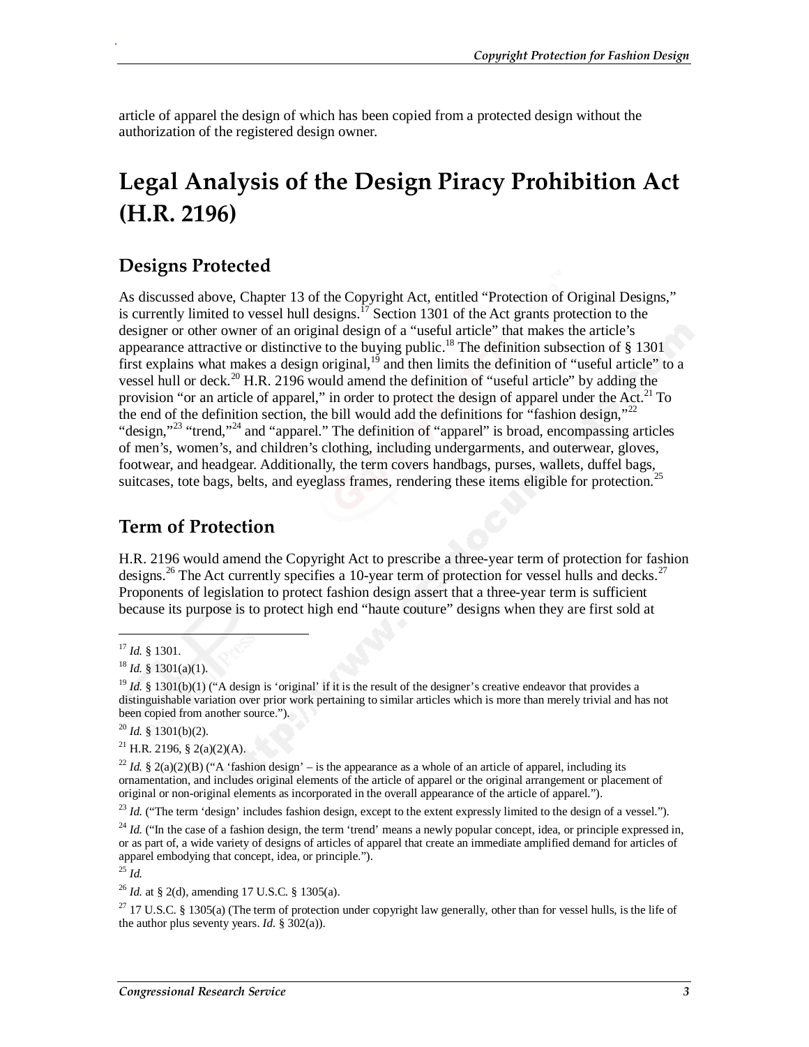article of apparel the design of which has been copied from a protected design without the authorization of the registered design owner.

# Legal Analysis of the Design Piracy Prohibition Act (H.R. 2196)

## Designs Protected

As discussed above, Chapter 13 of the Copyright Act, entitled "Protection of Original Designs," is currently limited to vessel hull designs.[17] Section 1301 of the Act grants protection to the designer or other owner of an original design of a "useful article" that makes the article's appearance attractive or distinctive to the buying public.[18] The definition subsection of § 1301 first explains what makes a design original,[19] and then limits the definition of "useful article" to a vessel hull or deck.[20] H.R. 2196 would amend the definition of "useful article" by adding the provision "or an article of apparel," in order to protect the design of apparel under the Act.[21] To the end of the definition section, the bill would add the definitions for "fashion design,"[22] "design,"[23] "trend,"[24] and "apparel." The definition of "apparel" is broad, encompassing articles of men's, women's, and children's clothing, including undergarments, and outerwear, gloves, footwear, and headgear. Additionally, the term covers handbags, purses, wallets, duffel bags, suitcases, tote bags, belts, and eyeglass frames, rendering these items eligible for protection.[25]

## Term of Protection

H.R. 2196 would amend the Copyright Act to prescribe a three-year term of protection for fashion designs.[26] The Act currently specifies a 10-year term of protection for vessel hulls and decks.[27] Proponents of legislation to protect fashion design assert that a three-year term is sufficient because its purpose is to protect high end "haute couture" designs when they are first sold at

---

[17] *Id.* § 1301.

[18] *Id.* § 1301(a)(1).

[19] *Id.* § 1301(b)(1) ("A design is 'original' if it is the result of the designer's creative endeavor that provides a distinguishable variation over prior work pertaining to similar articles which is more than merely trivial and has not been copied from another source.").

[20] *Id.* § 1301(b)(2).

[21] H.R. 2196, § 2(a)(2)(A).

[22] *Id.* § 2(a)(2)(B) ("A 'fashion design' – is the appearance as a whole of an article of apparel, including its ornamentation, and includes original elements of the article of apparel or the original arrangement or placement of original or non-original elements as incorporated in the overall appearance of the article of apparel.").

[23] *Id.* ("The term 'design' includes fashion design, except to the extent expressly limited to the design of a vessel.").

[24] *Id.* ("In the case of a fashion design, the term 'trend' means a newly popular concept, idea, or principle expressed in, or as part of, a wide variety of designs of articles of apparel that create an immediate amplified demand for articles of apparel embodying that concept, idea, or principle.").

[25] *Id.*

[26] *Id.* at § 2(d), amending 17 U.S.C. § 1305(a).

[27] 17 U.S.C. § 1305(a) (The term of protection under copyright law generally, other than for vessel hulls, is the life of the author plus seventy years. *Id.* § 302(a)).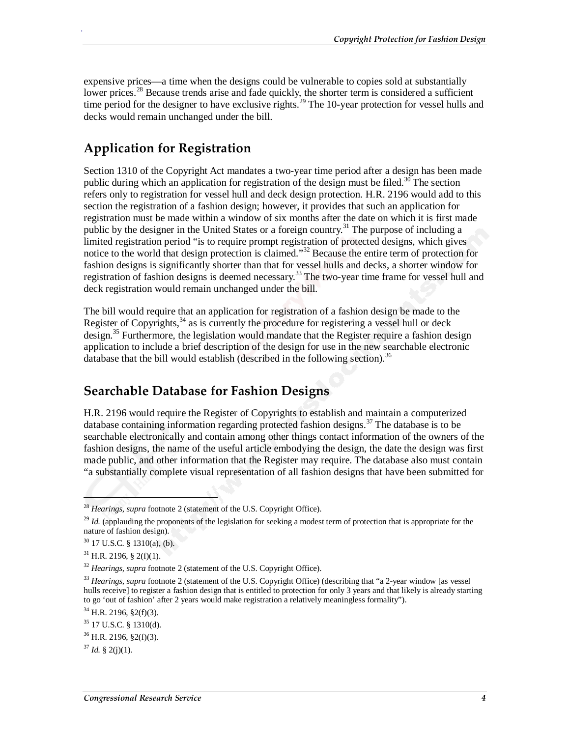expensive prices—a time when the designs could be vulnerable to copies sold at substantially lower prices.[28] Because trends arise and fade quickly, the shorter term is considered a sufficient time period for the designer to have exclusive rights.[29] The 10-year protection for vessel hulls and decks would remain unchanged under the bill.

## Application for Registration

Section 1310 of the Copyright Act mandates a two-year time period after a design has been made public during which an application for registration of the design must be filed.[30] The section refers only to registration for vessel hull and deck design protection. H.R. 2196 would add to this section the registration of a fashion design; however, it provides that such an application for registration must be made within a window of six months after the date on which it is first made public by the designer in the United States or a foreign country.[31] The purpose of including a limited registration period "is to require prompt registration of protected designs, which gives notice to the world that design protection is claimed."[32] Because the entire term of protection for fashion designs is significantly shorter than that for vessel hulls and decks, a shorter window for registration of fashion designs is deemed necessary.[33] The two-year time frame for vessel hull and deck registration would remain unchanged under the bill.

The bill would require that an application for registration of a fashion design be made to the Register of Copyrights,[34] as is currently the procedure for registering a vessel hull or deck design.[35] Furthermore, the legislation would mandate that the Register require a fashion design application to include a brief description of the design for use in the new searchable electronic database that the bill would establish (described in the following section).[36]

## Searchable Database for Fashion Designs

H.R. 2196 would require the Register of Copyrights to establish and maintain a computerized database containing information regarding protected fashion designs.[37] The database is to be searchable electronically and contain among other things contact information of the owners of the fashion designs, the name of the useful article embodying the design, the date the design was first made public, and other information that the Register may require. The database also must contain "a substantially complete visual representation of all fashion designs that have been submitted for

---

[28] *Hearings, supra* footnote 2 (statement of the U.S. Copyright Office).

[29] *Id.* (applauding the proponents of the legislation for seeking a modest term of protection that is appropriate for the nature of fashion design).

[30] 17 U.S.C. § 1310(a), (b).

[31] H.R. 2196, § 2(f)(1).

[32] *Hearings, supra* footnote 2 (statement of the U.S. Copyright Office).

[33] *Hearings, supra* footnote 2 (statement of the U.S. Copyright Office) (describing that "a 2-year window [as vessel hulls receive] to register a fashion design that is entitled to protection for only 3 years and that likely is already starting to go 'out of fashion' after 2 years would make registration a relatively meaningless formality").

[34] H.R. 2196, §2(f)(3).

[35] 17 U.S.C. § 1310(d).

[36] H.R. 2196, §2(f)(3).

[37] *Id.* § 2(j)(1).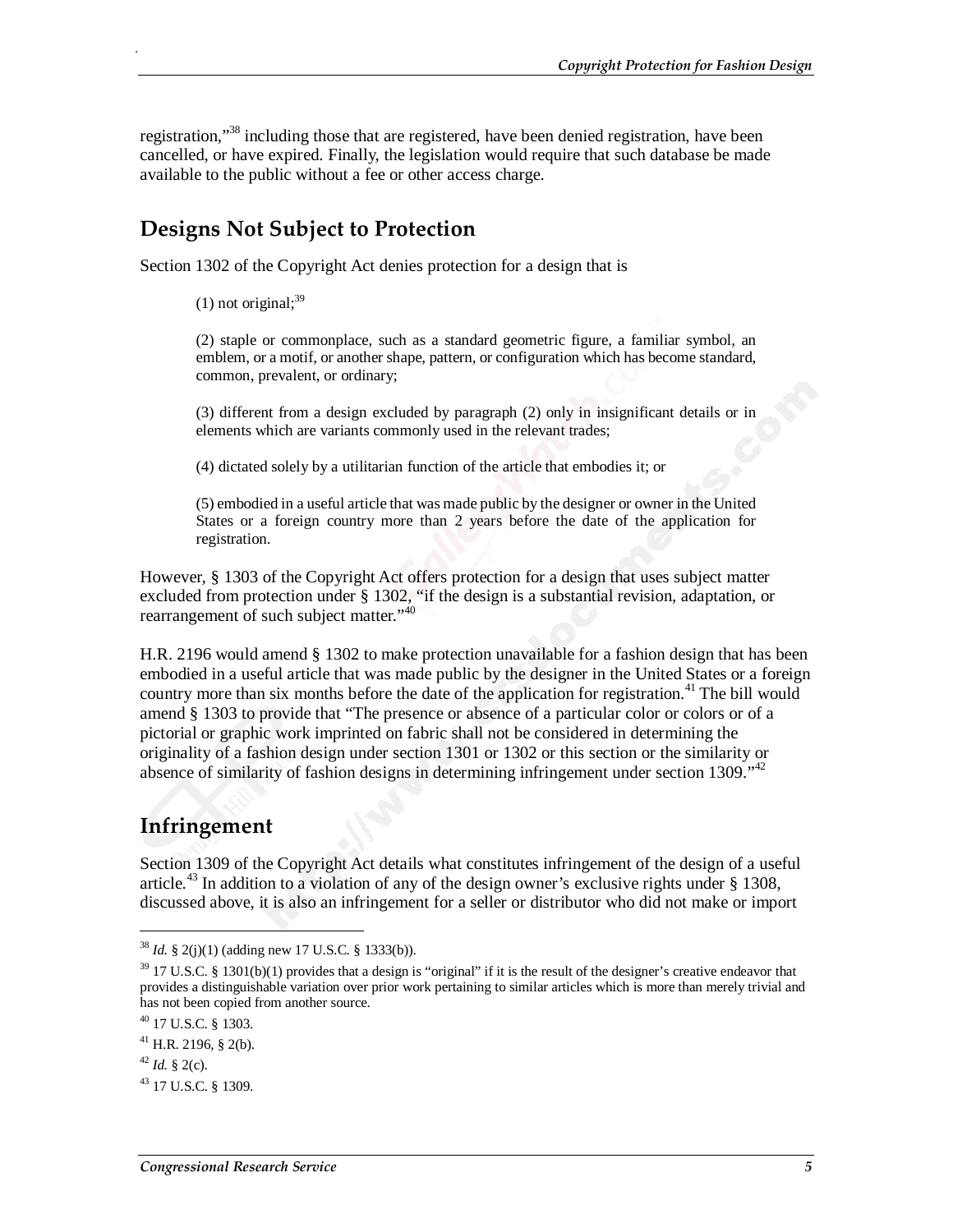registration,"[38] including those that are registered, have been denied registration, have been cancelled, or have expired. Finally, the legislation would require that such database be made available to the public without a fee or other access charge.

## Designs Not Subject to Protection

Section 1302 of the Copyright Act denies protection for a design that is

> (1) not original;[39]
>
> (2) staple or commonplace, such as a standard geometric figure, a familiar symbol, an emblem, or a motif, or another shape, pattern, or configuration which has become standard, common, prevalent, or ordinary;
>
> (3) different from a design excluded by paragraph (2) only in insignificant details or in elements which are variants commonly used in the relevant trades;
>
> (4) dictated solely by a utilitarian function of the article that embodies it; or
>
> (5) embodied in a useful article that was made public by the designer or owner in the United States or a foreign country more than 2 years before the date of the application for registration.

However, § 1303 of the Copyright Act offers protection for a design that uses subject matter excluded from protection under § 1302, "if the design is a substantial revision, adaptation, or rearrangement of such subject matter."[40]

H.R. 2196 would amend § 1302 to make protection unavailable for a fashion design that has been embodied in a useful article that was made public by the designer in the United States or a foreign country more than six months before the date of the application for registration.[41] The bill would amend § 1303 to provide that "The presence or absence of a particular color or colors or of a pictorial or graphic work imprinted on fabric shall not be considered in determining the originality of a fashion design under section 1301 or 1302 or this section or the similarity or absence of similarity of fashion designs in determining infringement under section 1309."[42]

## Infringement

Section 1309 of the Copyright Act details what constitutes infringement of the design of a useful article.[43] In addition to a violation of any of the design owner's exclusive rights under § 1308, discussed above, it is also an infringement for a seller or distributor who did not make or import

---

[38] *Id.* § 2(j)(1) (adding new 17 U.S.C. § 1333(b)).

[39] 17 U.S.C. § 1301(b)(1) provides that a design is "original" if it is the result of the designer's creative endeavor that provides a distinguishable variation over prior work pertaining to similar articles which is more than merely trivial and has not been copied from another source.

[40] 17 U.S.C. § 1303.

[41] H.R. 2196, § 2(b).

[42] *Id.* § 2(c).

[43] 17 U.S.C. § 1309.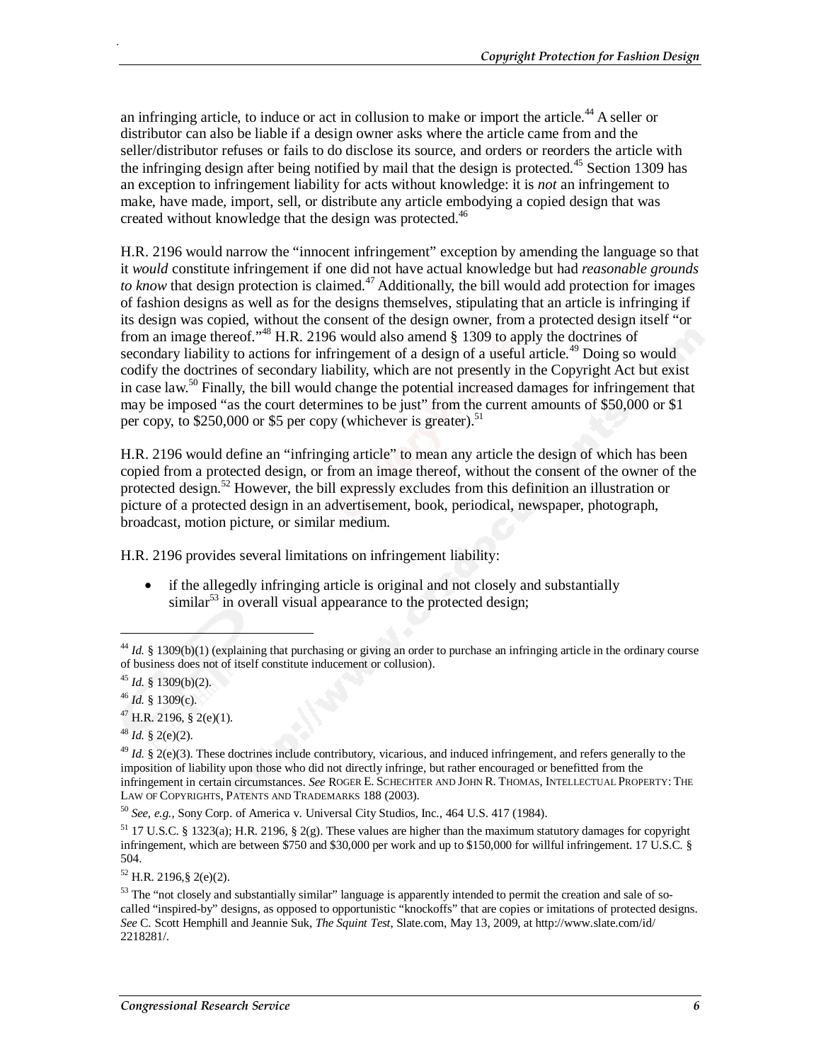an infringing article, to induce or act in collusion to make or import the article.[44] A seller or distributor can also be liable if a design owner asks where the article came from and the seller/distributor refuses or fails to do disclose its source, and orders or reorders the article with the infringing design after being notified by mail that the design is protected.[45] Section 1309 has an exception to infringement liability for acts without knowledge: it is *not* an infringement to make, have made, import, sell, or distribute any article embodying a copied design that was created without knowledge that the design was protected.[46]

H.R. 2196 would narrow the "innocent infringement" exception by amending the language so that it *would* constitute infringement if one did not have actual knowledge but had *reasonable grounds to know* that design protection is claimed.[47] Additionally, the bill would add protection for images of fashion designs as well as for the designs themselves, stipulating that an article is infringing if its design was copied, without the consent of the design owner, from a protected design itself "or from an image thereof."[48] H.R. 2196 would also amend § 1309 to apply the doctrines of secondary liability to actions for infringement of a design of a useful article.[49] Doing so would codify the doctrines of secondary liability, which are not presently in the Copyright Act but exist in case law.[50] Finally, the bill would change the potential increased damages for infringement that may be imposed "as the court determines to be just" from the current amounts of $50,000 or $1 per copy, to $250,000 or $5 per copy (whichever is greater).[51]

H.R. 2196 would define an "infringing article" to mean any article the design of which has been copied from a protected design, or from an image thereof, without the consent of the owner of the protected design.[52] However, the bill expressly excludes from this definition an illustration or picture of a protected design in an advertisement, book, periodical, newspaper, photograph, broadcast, motion picture, or similar medium.

H.R. 2196 provides several limitations on infringement liability:

- if the allegedly infringing article is original and not closely and substantially similar[53] in overall visual appearance to the protected design;

---

[44] *Id.* § 1309(b)(1) (explaining that purchasing or giving an order to purchase an infringing article in the ordinary course of business does not of itself constitute inducement or collusion).

[45] *Id.* § 1309(b)(2).

[46] *Id.* § 1309(c).

[47] H.R. 2196, § 2(e)(1).

[48] *Id.* § 2(e)(2).

[49] *Id.* § 2(e)(3). These doctrines include contributory, vicarious, and induced infringement, and refers generally to the imposition of liability upon those who did not directly infringe, but rather encouraged or benefitted from the infringement in certain circumstances. *See* ROGER E. SCHECHTER AND JOHN R. THOMAS, INTELLECTUAL PROPERTY: THE LAW OF COPYRIGHTS, PATENTS AND TRADEMARKS 188 (2003).

[50] *See, e.g.,* Sony Corp. of America v. Universal City Studios, Inc., 464 U.S. 417 (1984).

[51] 17 U.S.C. § 1323(a); H.R. 2196, § 2(g). These values are higher than the maximum statutory damages for copyright infringement, which are between $750 and $30,000 per work and up to $150,000 for willful infringement. 17 U.S.C. § 504.

[52] H.R. 2196,§ 2(e)(2).

[53] The "not closely and substantially similar" language is apparently intended to permit the creation and sale of so-called "inspired-by" designs, as opposed to opportunistic "knockoffs" that are copies or imitations of protected designs. *See* C. Scott Hemphill and Jeannie Suk, *The Squint Test*, Slate.com, May 13, 2009, at http://www.slate.com/id/2218281/.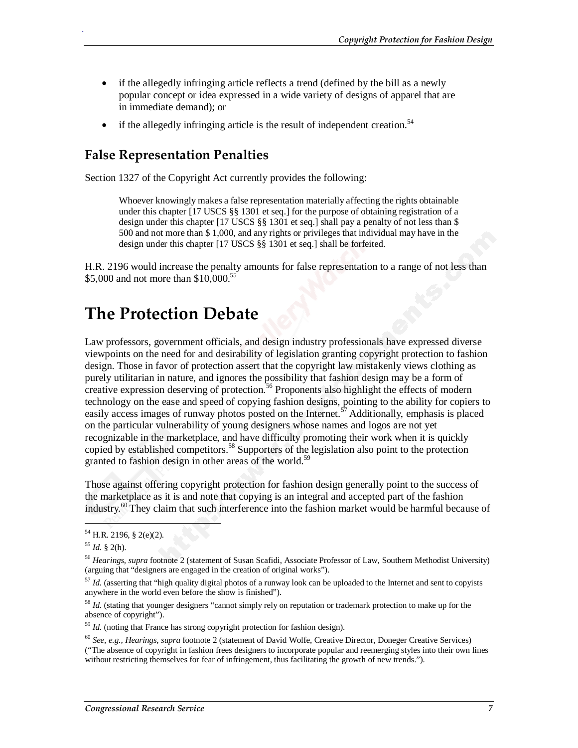- if the allegedly infringing article reflects a trend (defined by the bill as a newly popular concept or idea expressed in a wide variety of designs of apparel that are in immediate demand); or
- if the allegedly infringing article is the result of independent creation.[54]

### False Representation Penalties

Section 1327 of the Copyright Act currently provides the following:

> Whoever knowingly makes a false representation materially affecting the rights obtainable under this chapter [17 USCS §§ 1301 et seq.] for the purpose of obtaining registration of a design under this chapter [17 USCS §§ 1301 et seq.] shall pay a penalty of not less than $ 500 and not more than $ 1,000, and any rights or privileges that individual may have in the design under this chapter [17 USCS §§ 1301 et seq.] shall be forfeited.

H.R. 2196 would increase the penalty amounts for false representation to a range of not less than $5,000 and not more than $10,000.[55]

## The Protection Debate

Law professors, government officials, and design industry professionals have expressed diverse viewpoints on the need for and desirability of legislation granting copyright protection to fashion design. Those in favor of protection assert that the copyright law mistakenly views clothing as purely utilitarian in nature, and ignores the possibility that fashion design may be a form of creative expression deserving of protection.[56] Proponents also highlight the effects of modern technology on the ease and speed of copying fashion designs, pointing to the ability for copiers to easily access images of runway photos posted on the Internet.[57] Additionally, emphasis is placed on the particular vulnerability of young designers whose names and logos are not yet recognizable in the marketplace, and have difficulty promoting their work when it is quickly copied by established competitors.[58] Supporters of the legislation also point to the protection granted to fashion design in other areas of the world.[59]

Those against offering copyright protection for fashion design generally point to the success of the marketplace as it is and note that copying is an integral and accepted part of the fashion industry.[60] They claim that such interference into the fashion market would be harmful because of

---

[54] H.R. 2196, § 2(e)(2).

[55] *Id.* § 2(h).

[56] *Hearings, supra* footnote 2 (statement of Susan Scafidi, Associate Professor of Law, Southern Methodist University) (arguing that "designers are engaged in the creation of original works").

[57] *Id.* (asserting that "high quality digital photos of a runway look can be uploaded to the Internet and sent to copyists anywhere in the world even before the show is finished").

[58] *Id.* (stating that younger designers "cannot simply rely on reputation or trademark protection to make up for the absence of copyright").

[59] *Id.* (noting that France has strong copyright protection for fashion design).

[60] *See, e.g., Hearings, supra* footnote 2 (statement of David Wolfe, Creative Director, Doneger Creative Services) ("The absence of copyright in fashion frees designers to incorporate popular and reemerging styles into their own lines without restricting themselves for fear of infringement, thus facilitating the growth of new trends.").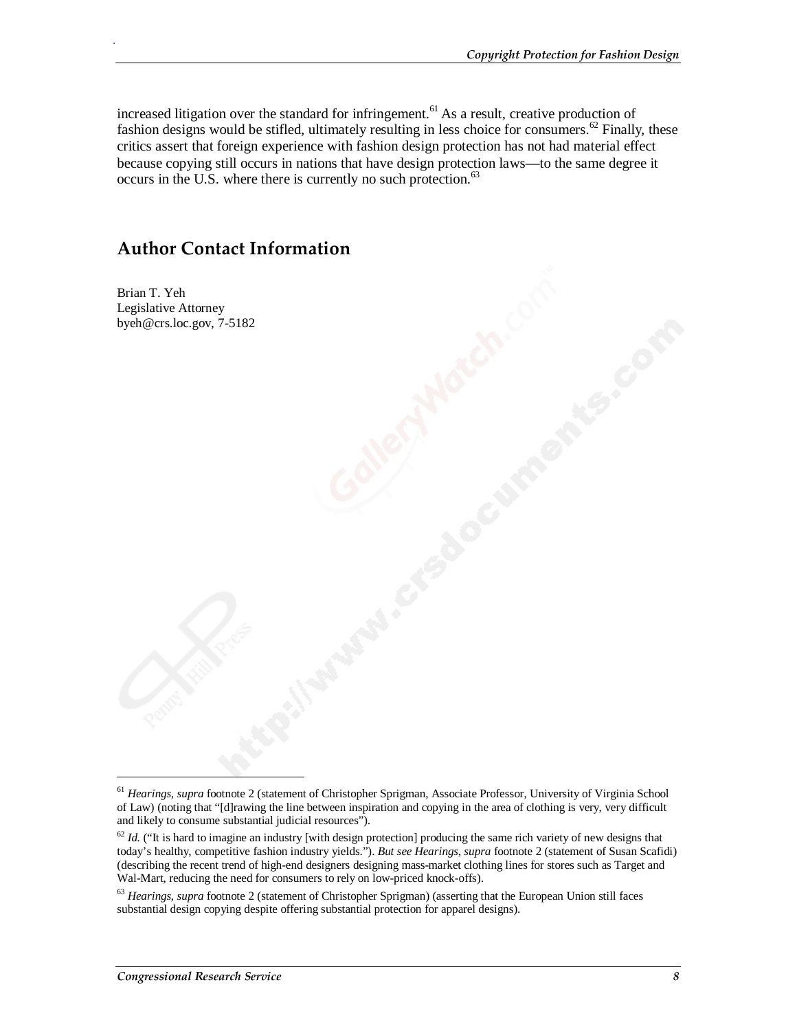increased litigation over the standard for infringement.[61] As a result, creative production of fashion designs would be stifled, ultimately resulting in less choice for consumers.[62] Finally, these critics assert that foreign experience with fashion design protection has not had material effect because copying still occurs in nations that have design protection laws—to the same degree it occurs in the U.S. where there is currently no such protection.[63]

## Author Contact Information

Brian T. Yeh
Legislative Attorney
byeh@crs.loc.gov, 7-5182

---

[61] *Hearings, supra* footnote 2 (statement of Christopher Sprigman, Associate Professor, University of Virginia School of Law) (noting that "[d]rawing the line between inspiration and copying in the area of clothing is very, very difficult and likely to consume substantial judicial resources").

[62] *Id.* ("It is hard to imagine an industry [with design protection] producing the same rich variety of new designs that today's healthy, competitive fashion industry yields."). *But see Hearings, supra* footnote 2 (statement of Susan Scafidi) (describing the recent trend of high-end designers designing mass-market clothing lines for stores such as Target and Wal-Mart, reducing the need for consumers to rely on low-priced knock-offs).

[63] *Hearings, supra* footnote 2 (statement of Christopher Sprigman) (asserting that the European Union still faces substantial design copying despite offering substantial protection for apparel designs).